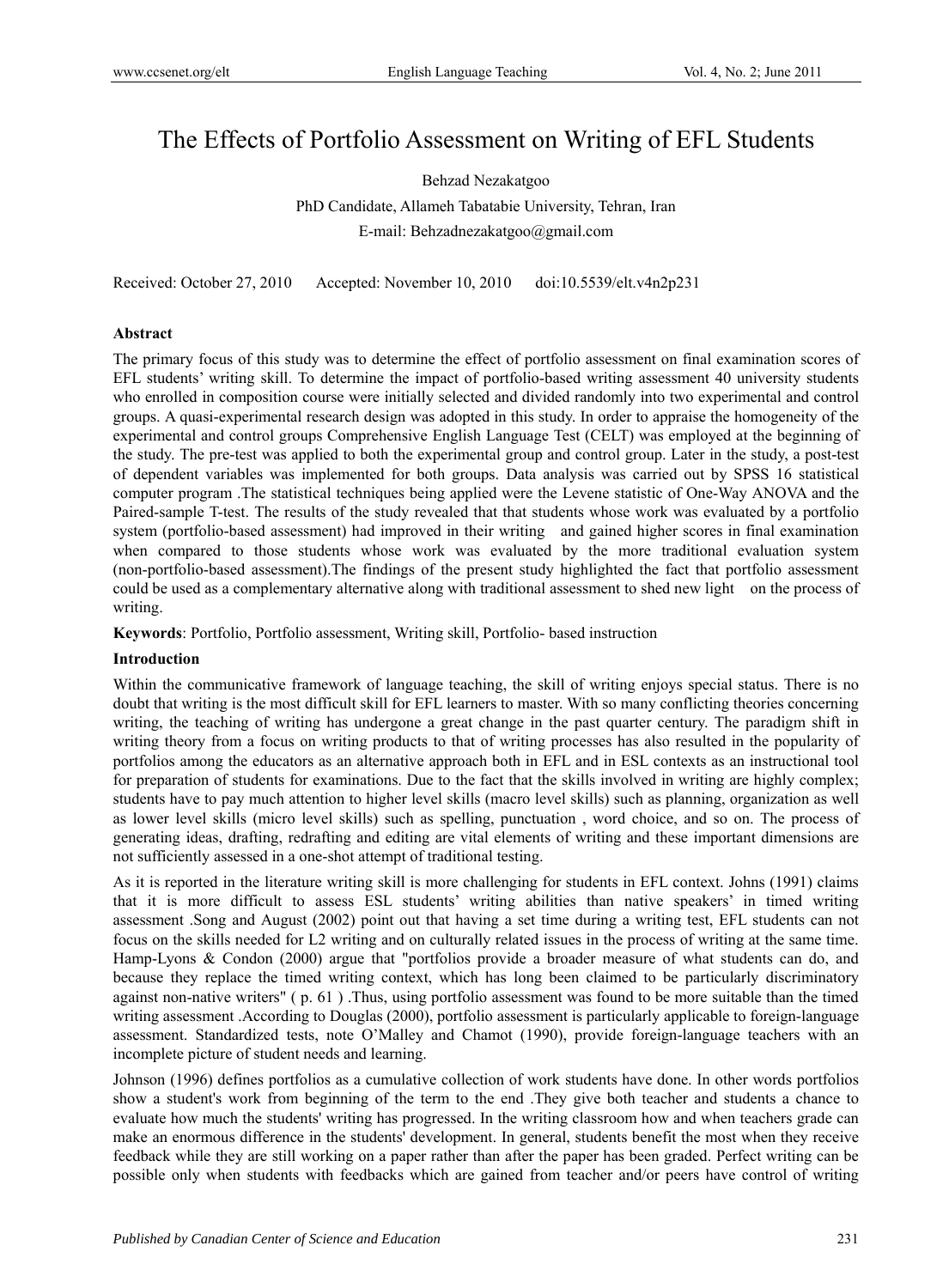# The Effects of Portfolio Assessment on Writing of EFL Students

Behzad Nezakatgoo

PhD Candidate, Allameh Tabatabie University, Tehran, Iran

E-mail: Behzadnezakatgoo@gmail.com

Received: October 27, 2010 Accepted: November 10, 2010 doi:10.5539/elt.v4n2p231

**Abstract**

The primary focus of this study was to determine the effect of portfolio assessment on final examination scores of EFL students' writing skill. To determine the impact of portfolio-based writing assessment 40 university students who enrolled in composition course were initially selected and divided randomly into two experimental and control groups. A quasi-experimental research design was adopted in this study. In order to appraise the homogeneity of the experimental and control groups Comprehensive English Language Test (CELT) was employed at the beginning of the study. The pre-test was applied to both the experimental group and control group. Later in the study, a post-test of dependent variables was implemented for both groups. Data analysis was carried out by SPSS 16 statistical computer program .The statistical techniques being applied were the Levene statistic of One-Way ANOVA and the Paired-sample T-test. The results of the study revealed that that students whose work was evaluated by a portfolio system (portfolio-based assessment) had improved in their writing and gained higher scores in final examination when compared to those students whose work was evaluated by the more traditional evaluation system (non-portfolio-based assessment).The findings of the present study highlighted the fact that portfolio assessment could be used as a complementary alternative along with traditional assessment to shed new light on the process of writing.

**Keywords**: Portfolio, Portfolio assessment, Writing skill, Portfolio- based instruction

**Introduction**

Within the communicative framework of language teaching, the skill of writing enjoys special status. There is no doubt that writing is the most difficult skill for EFL learners to master. With so many conflicting theories concerning writing, the teaching of writing has undergone a great change in the past quarter century. The paradigm shift in writing theory from a focus on writing products to that of writing processes has also resulted in the popularity of portfolios among the educators as an alternative approach both in EFL and in ESL contexts as an instructional tool for preparation of students for examinations. Due to the fact that the skills involved in writing are highly complex; students have to pay much attention to higher level skills (macro level skills) such as planning, organization as well as lower level skills (micro level skills) such as spelling, punctuation , word choice, and so on. The process of generating ideas, drafting, redrafting and editing are vital elements of writing and these important dimensions are not sufficiently assessed in a one-shot attempt of traditional testing.

As it is reported in the literature writing skill is more challenging for students in EFL context. Johns (1991) claims that it is more difficult to assess ESL students' writing abilities than native speakers' in timed writing assessment .Song and August (2002) point out that having a set time during a writing test, EFL students can not focus on the skills needed for L2 writing and on culturally related issues in the process of writing at the same time. Hamp-Lyons & Condon (2000) argue that "portfolios provide a broader measure of what students can do, and because they replace the timed writing context, which has long been claimed to be particularly discriminatory against non-native writers" ( p. 61 ) .Thus, using portfolio assessment was found to be more suitable than the timed writing assessment .According to Douglas (2000), portfolio assessment is particularly applicable to foreign-language assessment. Standardized tests, note O'Malley and Chamot (1990), provide foreign-language teachers with an incomplete picture of student needs and learning.

Johnson (1996) defines portfolios as a cumulative collection of work students have done. In other words portfolios show a student's work from beginning of the term to the end .They give both teacher and students a chance to evaluate how much the students' writing has progressed. In the writing classroom how and when teachers grade can make an enormous difference in the students' development. In general, students benefit the most when they receive feedback while they are still working on a paper rather than after the paper has been graded. Perfect writing can be possible only when students with feedbacks which are gained from teacher and/or peers have control of writing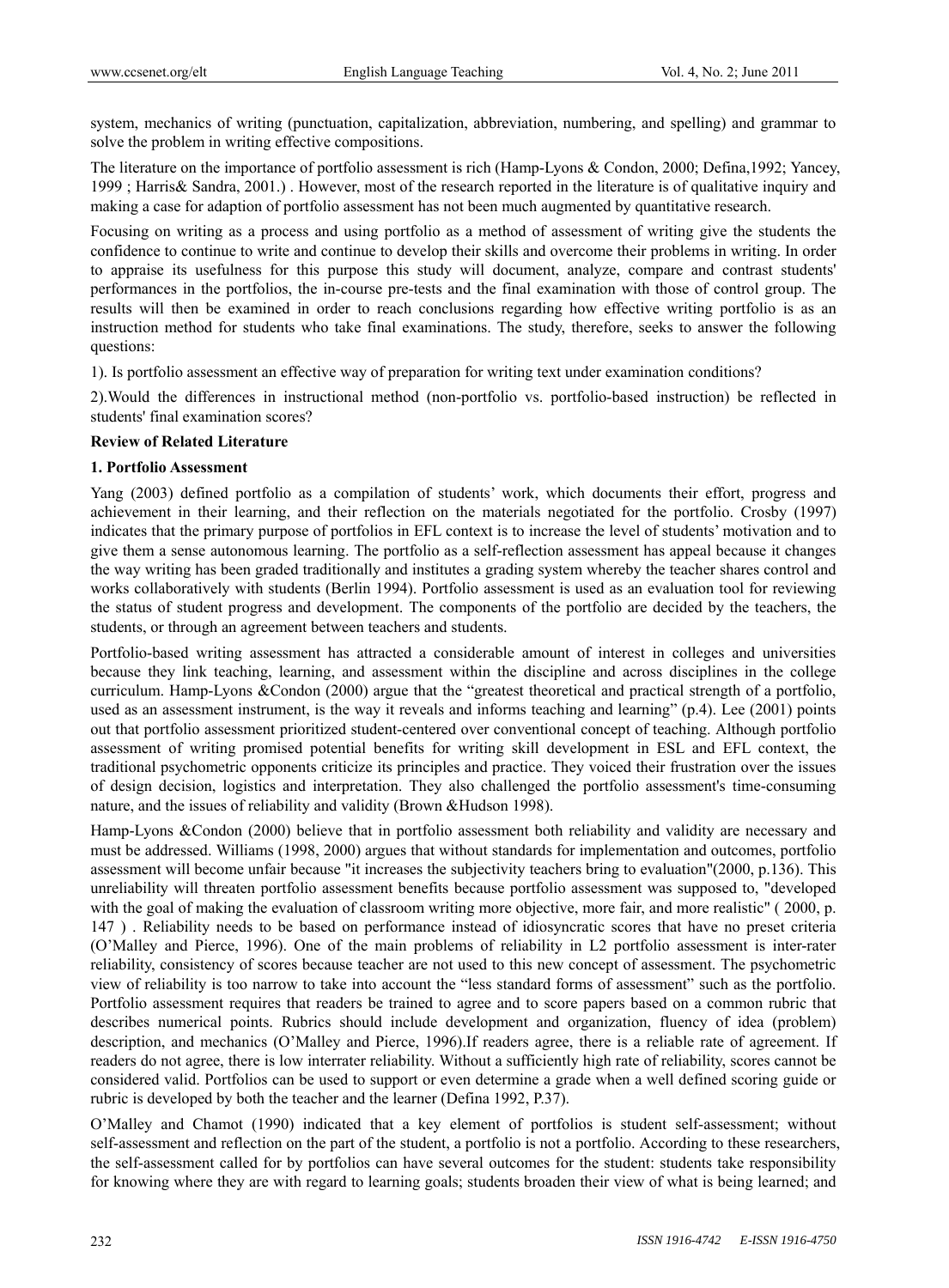system, mechanics of writing (punctuation, capitalization, abbreviation, numbering, and spelling) and grammar to solve the problem in writing effective compositions.

The literature on the importance of portfolio assessment is rich (Hamp-Lyons & Condon, 2000; Defina,1992; Yancey, 1999 ; Harris& Sandra, 2001.) . However, most of the research reported in the literature is of qualitative inquiry and making a case for adaption of portfolio assessment has not been much augmented by quantitative research.

Focusing on writing as a process and using portfolio as a method of assessment of writing give the students the confidence to continue to write and continue to develop their skills and overcome their problems in writing. In order to appraise its usefulness for this purpose this study will document, analyze, compare and contrast students' performances in the portfolios, the in-course pre-tests and the final examination with those of control group. The results will then be examined in order to reach conclusions regarding how effective writing portfolio is as an instruction method for students who take final examinations. The study, therefore, seeks to answer the following questions:

1). Is portfolio assessment an effective way of preparation for writing text under examination conditions?

2).Would the differences in instructional method (non-portfolio vs. portfolio-based instruction) be reflected in students' final examination scores?

**Review of Related Literature**

**1. Portfolio Assessment**

Yang (2003) defined portfolio as a compilation of students' work, which documents their effort, progress and achievement in their learning, and their reflection on the materials negotiated for the portfolio. Crosby (1997) indicates that the primary purpose of portfolios in EFL context is to increase the level of students' motivation and to give them a sense autonomous learning. The portfolio as a self-reflection assessment has appeal because it changes the way writing has been graded traditionally and institutes a grading system whereby the teacher shares control and works collaboratively with students (Berlin 1994). Portfolio assessment is used as an evaluation tool for reviewing the status of student progress and development. The components of the portfolio are decided by the teachers, the students, or through an agreement between teachers and students.

Portfolio-based writing assessment has attracted a considerable amount of interest in colleges and universities because they link teaching, learning, and assessment within the discipline and across disciplines in the college curriculum. Hamp-Lyons &Condon (2000) argue that the "greatest theoretical and practical strength of a portfolio, used as an assessment instrument, is the way it reveals and informs teaching and learning" (p.4). Lee (2001) points out that portfolio assessment prioritized student-centered over conventional concept of teaching. Although portfolio assessment of writing promised potential benefits for writing skill development in ESL and EFL context, the traditional psychometric opponents criticize its principles and practice. They voiced their frustration over the issues of design decision, logistics and interpretation. They also challenged the portfolio assessment's time-consuming nature, and the issues of reliability and validity (Brown &Hudson 1998).

Hamp-Lyons &Condon (2000) believe that in portfolio assessment both reliability and validity are necessary and must be addressed. Williams (1998, 2000) argues that without standards for implementation and outcomes, portfolio assessment will become unfair because "it increases the subjectivity teachers bring to evaluation"(2000, p.136). This unreliability will threaten portfolio assessment benefits because portfolio assessment was supposed to, "developed with the goal of making the evaluation of classroom writing more objective, more fair, and more realistic" ( 2000, p. 147 ) . Reliability needs to be based on performance instead of idiosyncratic scores that have no preset criteria (O'Malley and Pierce, 1996). One of the main problems of reliability in L2 portfolio assessment is inter-rater reliability, consistency of scores because teacher are not used to this new concept of assessment. The psychometric view of reliability is too narrow to take into account the "less standard forms of assessment" such as the portfolio. Portfolio assessment requires that readers be trained to agree and to score papers based on a common rubric that describes numerical points. Rubrics should include development and organization, fluency of idea (problem) description, and mechanics (O'Malley and Pierce, 1996).If readers agree, there is a reliable rate of agreement. If readers do not agree, there is low interrater reliability. Without a sufficiently high rate of reliability, scores cannot be considered valid. Portfolios can be used to support or even determine a grade when a well defined scoring guide or rubric is developed by both the teacher and the learner (Defina 1992, P.37).

O'Malley and Chamot (1990) indicated that a key element of portfolios is student self-assessment; without self-assessment and reflection on the part of the student, a portfolio is not a portfolio. According to these researchers, the self-assessment called for by portfolios can have several outcomes for the student: students take responsibility for knowing where they are with regard to learning goals; students broaden their view of what is being learned; and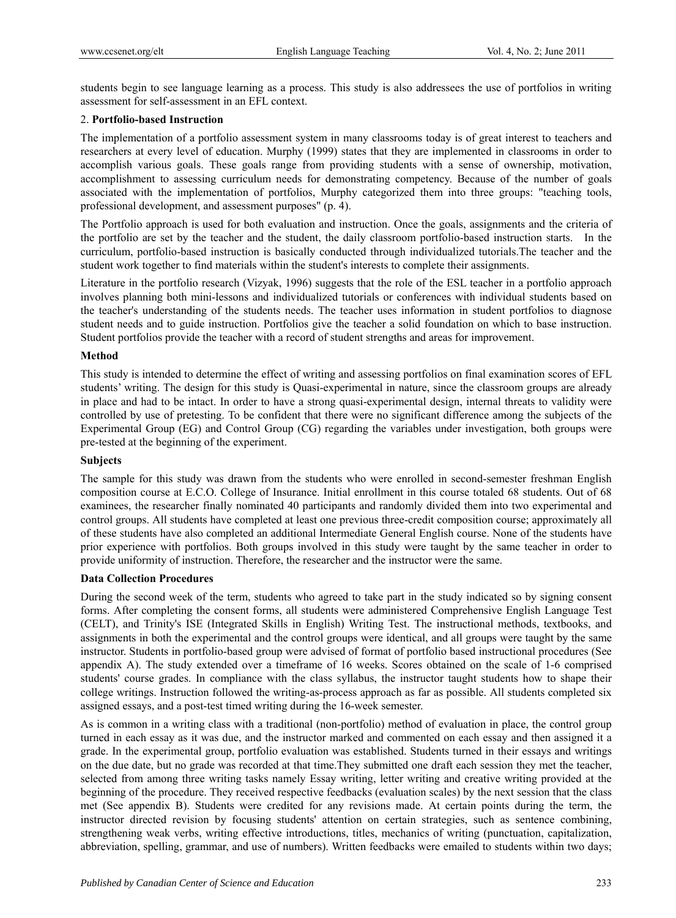students begin to see language learning as a process. This study is also addressees the use of portfolios in writing assessment for self-assessment in an EFL context.

## 2. Portfolio-based Instruction

The implementation of a portfolio assessment system in many classrooms today is of great interest to teachers and researchers at every level of education. Murphy (1999) states that they are implemented in classrooms in order to accomplish various goals. These goals range from providing students with a sense of ownership, motivation, accomplishment to assessing curriculum needs for demonstrating competency. Because of the number of goals associated with the implementation of portfolios, Murphy categorized them into three groups: "teaching tools, professional development, and assessment purposes" (p. 4).

The Portfolio approach is used for both evaluation and instruction. Once the goals, assignments and the criteria of the portfolio are set by the teacher and the student, the daily classroom portfolio-based instruction starts. In the curriculum, portfolio-based instruction is basically conducted through individualized tutorials.The teacher and the student work together to find materials within the student's interests to complete their assignments.

Literature in the portfolio research (Vizyak, 1996) suggests that the role of the ESL teacher in a portfolio approach involves planning both mini-lessons and individualized tutorials or conferences with individual students based on the teacher's understanding of the students needs. The teacher uses information in student portfolios to diagnose student needs and to guide instruction. Portfolios give the teacher a solid foundation on which to base instruction. Student portfolios provide the teacher with a record of student strengths and areas for improvement.

## Method

This study is intended to determine the effect of writing and assessing portfolios on final examination scores of EFL students' writing. The design for this study is Quasi-experimental in nature, since the classroom groups are already in place and had to be intact. In order to have a strong quasi-experimental design, internal threats to validity were controlled by use of pretesting. To be confident that there were no significant difference among the subjects of the Experimental Group (EG) and Control Group (CG) regarding the variables under investigation, both groups were pre-tested at the beginning of the experiment.

### Subjects

The sample for this study was drawn from the students who were enrolled in second-semester freshman English composition course at E.C.O. College of Insurance. Initial enrollment in this course totaled 68 students. Out of 68 examinees, the researcher finally nominated 40 participants and randomly divided them into two experimental and control groups. All students have completed at least one previous three-credit composition course; approximately all of these students have also completed an additional Intermediate General English course. None of the students have prior experience with portfolios. Both groups involved in this study were taught by the same teacher in order to provide uniformity of instruction. Therefore, the researcher and the instructor were the same.

### Data Collection Procedures

During the second week of the term, students who agreed to take part in the study indicated so by signing consent forms. After completing the consent forms, all students were administered Comprehensive English Language Test (CELT), and Trinity's ISE (Integrated Skills in English) Writing Test. The instructional methods, textbooks, and assignments in both the experimental and the control groups were identical, and all groups were taught by the same instructor. Students in portfolio-based group were advised of format of portfolio based instructional procedures (See appendix A). The study extended over a timeframe of 16 weeks. Scores obtained on the scale of 1-6 comprised students' course grades. In compliance with the class syllabus, the instructor taught students how to shape their college writings. Instruction followed the writing-as-process approach as far as possible. All students completed six assigned essays, and a post-test timed writing during the 16-week semester.

As is common in a writing class with a traditional (non-portfolio) method of evaluation in place, the control group turned in each essay as it was due, and the instructor marked and commented on each essay and then assigned it a grade. In the experimental group, portfolio evaluation was established. Students turned in their essays and writings on the due date, but no grade was recorded at that time.They submitted one draft each session they met the teacher, selected from among three writing tasks namely Essay writing, letter writing and creative writing provided at the beginning of the procedure. They received respective feedbacks (evaluation scales) by the next session that the class met (See appendix B). Students were credited for any revisions made. At certain points during the term, the instructor directed revision by focusing students' attention on certain strategies, such as sentence combining, strengthening weak verbs, writing effective introductions, titles, mechanics of writing (punctuation, capitalization, abbreviation, spelling, grammar, and use of numbers). Written feedbacks were emailed to students within two days;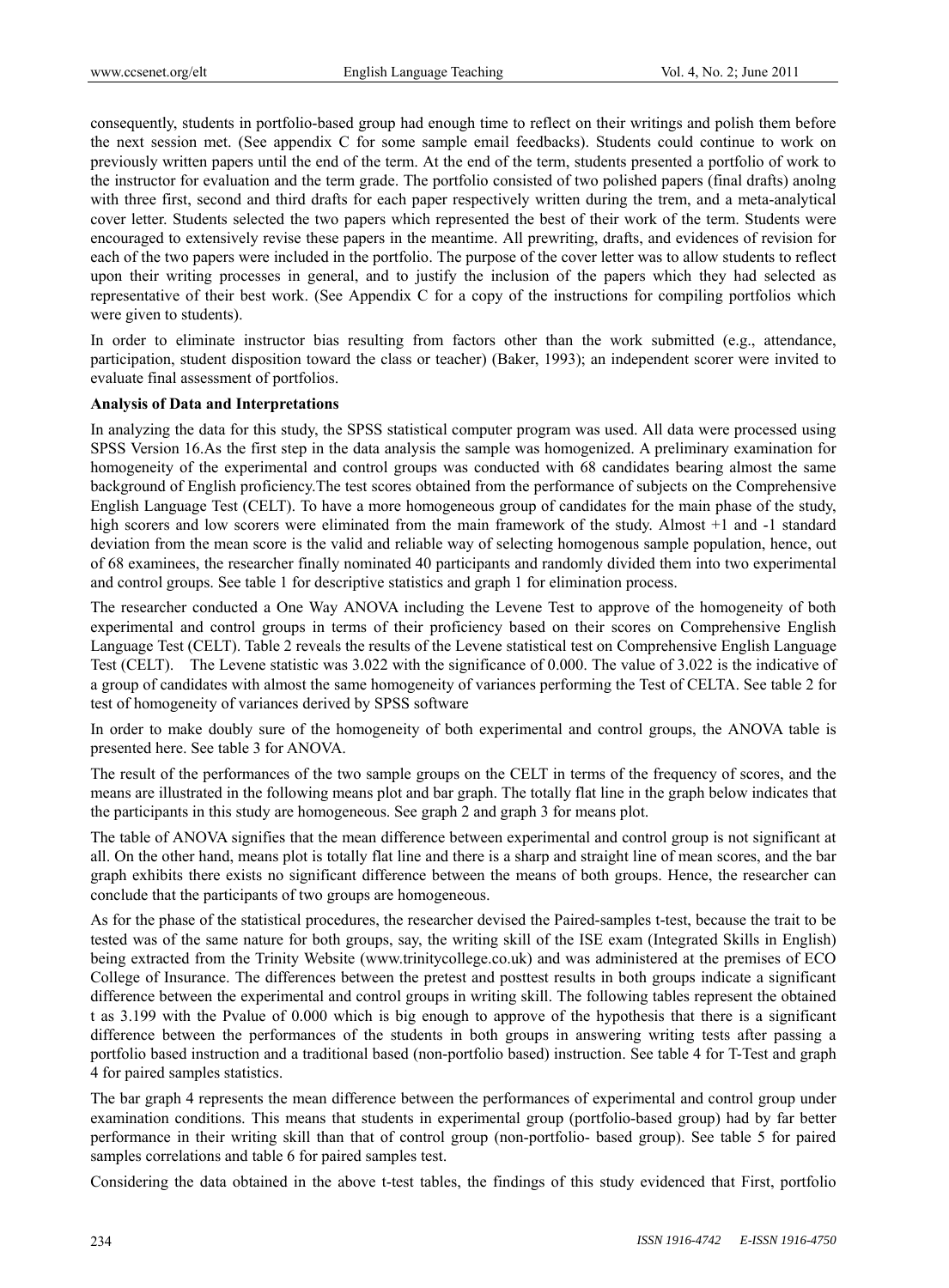consequently, students in portfolio-based group had enough time to reflect on their writings and polish them before the next session met. (See appendix C for some sample email feedbacks). Students could continue to work on previously written papers until the end of the term. At the end of the term, students presented a portfolio of work to the instructor for evaluation and the term grade. The portfolio consisted of two polished papers (final drafts) anolng with three first, second and third drafts for each paper respectively written during the trem, and a meta-analytical cover letter. Students selected the two papers which represented the best of their work of the term. Students were encouraged to extensively revise these papers in the meantime. All prewriting, drafts, and evidences of revision for each of the two papers were included in the portfolio. The purpose of the cover letter was to allow students to reflect upon their writing processes in general, and to justify the inclusion of the papers which they had selected as representative of their best work. (See Appendix C for a copy of the instructions for compiling portfolios which were given to students).

In order to eliminate instructor bias resulting from factors other than the work submitted (e.g., attendance, participation, student disposition toward the class or teacher) (Baker, 1993); an independent scorer were invited to evaluate final assessment of portfolios.

**Analysis of Data and Interpretations**

In analyzing the data for this study, the SPSS statistical computer program was used. All data were processed using SPSS Version 16.As the first step in the data analysis the sample was homogenized. A preliminary examination for homogeneity of the experimental and control groups was conducted with 68 candidates bearing almost the same background of English proficiency.The test scores obtained from the performance of subjects on the Comprehensive English Language Test (CELT). To have a more homogeneous group of candidates for the main phase of the study, high scorers and low scorers were eliminated from the main framework of the study. Almost +1 and -1 standard deviation from the mean score is the valid and reliable way of selecting homogenous sample population, hence, out of 68 examinees, the researcher finally nominated 40 participants and randomly divided them into two experimental and control groups. See table 1 for descriptive statistics and graph 1 for elimination process.

The researcher conducted a One Way ANOVA including the Levene Test to approve of the homogeneity of both experimental and control groups in terms of their proficiency based on their scores on Comprehensive English Language Test (CELT). Table 2 reveals the results of the Levene statistical test on Comprehensive English Language Test (CELT). The Levene statistic was 3.022 with the significance of 0.000. The value of 3.022 is the indicative of a group of candidates with almost the same homogeneity of variances performing the Test of CELTA. See table 2 for test of homogeneity of variances derived by SPSS software

In order to make doubly sure of the homogeneity of both experimental and control groups, the ANOVA table is presented here. See table 3 for ANOVA.

The result of the performances of the two sample groups on the CELT in terms of the frequency of scores, and the means are illustrated in the following means plot and bar graph. The totally flat line in the graph below indicates that the participants in this study are homogeneous. See graph 2 and graph 3 for means plot.

The table of ANOVA signifies that the mean difference between experimental and control group is not significant at all. On the other hand, means plot is totally flat line and there is a sharp and straight line of mean scores, and the bar graph exhibits there exists no significant difference between the means of both groups. Hence, the researcher can conclude that the participants of two groups are homogeneous.

As for the phase of the statistical procedures, the researcher devised the Paired-samples t-test, because the trait to be tested was of the same nature for both groups, say, the writing skill of the ISE exam (Integrated Skills in English) being extracted from the Trinity Website (www.trinitycollege.co.uk) and was administered at the premises of ECO College of Insurance. The differences between the pretest and posttest results in both groups indicate a significant difference between the experimental and control groups in writing skill. The following tables represent the obtained t as 3.199 with the Pvalue of 0.000 which is big enough to approve of the hypothesis that there is a significant difference between the performances of the students in both groups in answering writing tests after passing a portfolio based instruction and a traditional based (non-portfolio based) instruction. See table 4 for T-Test and graph 4 for paired samples statistics.

The bar graph 4 represents the mean difference between the performances of experimental and control group under examination conditions. This means that students in experimental group (portfolio-based group) had by far better performance in their writing skill than that of control group (non-portfolio- based group). See table 5 for paired samples correlations and table 6 for paired samples test.

Considering the data obtained in the above t-test tables, the findings of this study evidenced that First, portfolio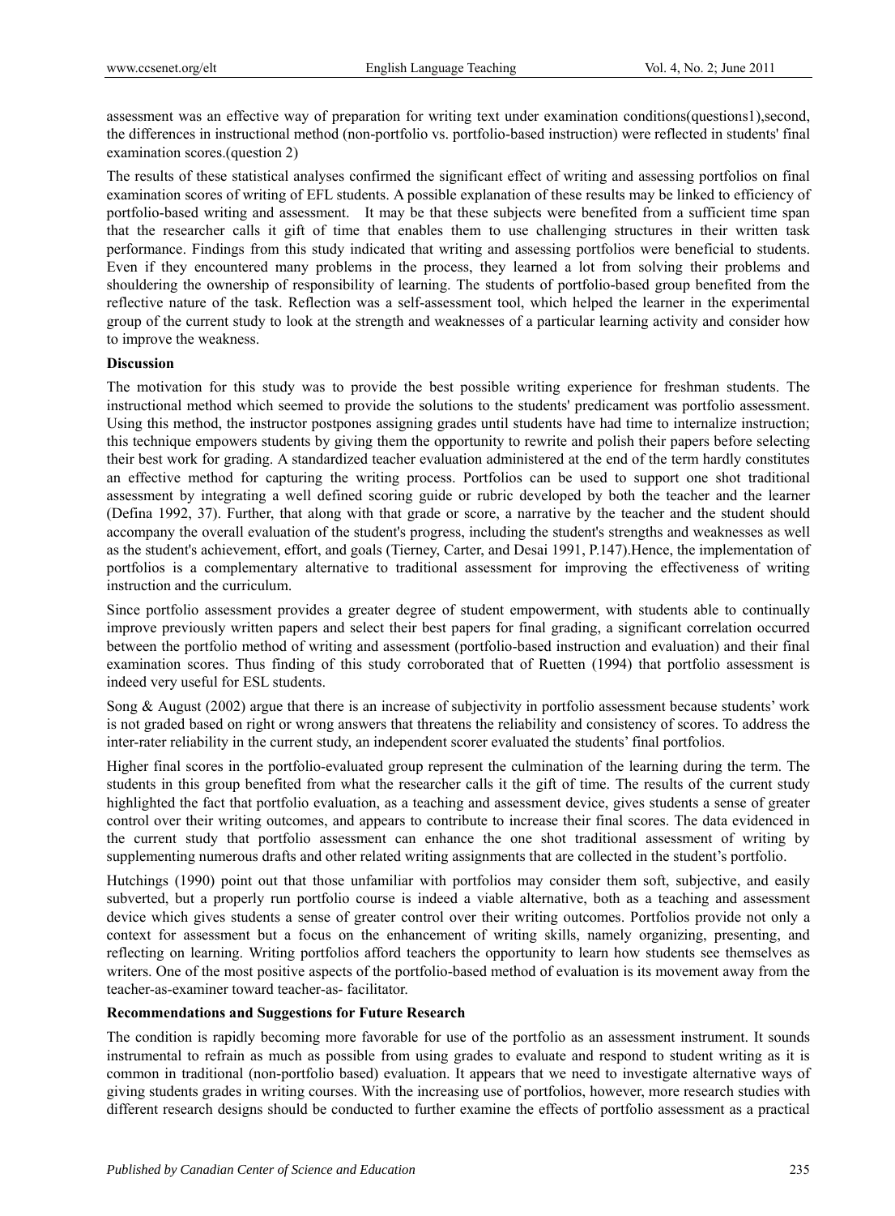assessment was an effective way of preparation for writing text under examination conditions(questions1),second, the differences in instructional method (non-portfolio vs. portfolio-based instruction) were reflected in students' final examination scores.(question 2)

The results of these statistical analyses confirmed the significant effect of writing and assessing portfolios on final examination scores of writing of EFL students. A possible explanation of these results may be linked to efficiency of portfolio-based writing and assessment. It may be that these subjects were benefited from a sufficient time span that the researcher calls it gift of time that enables them to use challenging structures in their written task performance. Findings from this study indicated that writing and assessing portfolios were beneficial to students. Even if they encountered many problems in the process, they learned a lot from solving their problems and shouldering the ownership of responsibility of learning. The students of portfolio-based group benefited from the reflective nature of the task. Reflection was a self-assessment tool, which helped the learner in the experimental group of the current study to look at the strength and weaknesses of a particular learning activity and consider how to improve the weakness.

**Discussion**

The motivation for this study was to provide the best possible writing experience for freshman students. The instructional method which seemed to provide the solutions to the students' predicament was portfolio assessment. Using this method, the instructor postpones assigning grades until students have had time to internalize instruction; this technique empowers students by giving them the opportunity to rewrite and polish their papers before selecting their best work for grading. A standardized teacher evaluation administered at the end of the term hardly constitutes an effective method for capturing the writing process. Portfolios can be used to support one shot traditional assessment by integrating a well defined scoring guide or rubric developed by both the teacher and the learner (Defina 1992, 37). Further, that along with that grade or score, a narrative by the teacher and the student should accompany the overall evaluation of the student's progress, including the student's strengths and weaknesses as well as the student's achievement, effort, and goals (Tierney, Carter, and Desai 1991, P.147).Hence, the implementation of portfolios is a complementary alternative to traditional assessment for improving the effectiveness of writing instruction and the curriculum.

Since portfolio assessment provides a greater degree of student empowerment, with students able to continually improve previously written papers and select their best papers for final grading, a significant correlation occurred between the portfolio method of writing and assessment (portfolio-based instruction and evaluation) and their final examination scores. Thus finding of this study corroborated that of Ruetten (1994) that portfolio assessment is indeed very useful for ESL students.

Song & August (2002) argue that there is an increase of subjectivity in portfolio assessment because students' work is not graded based on right or wrong answers that threatens the reliability and consistency of scores. To address the inter-rater reliability in the current study, an independent scorer evaluated the students' final portfolios.

Higher final scores in the portfolio-evaluated group represent the culmination of the learning during the term. The students in this group benefited from what the researcher calls it the gift of time. The results of the current study highlighted the fact that portfolio evaluation, as a teaching and assessment device, gives students a sense of greater control over their writing outcomes, and appears to contribute to increase their final scores. The data evidenced in the current study that portfolio assessment can enhance the one shot traditional assessment of writing by supplementing numerous drafts and other related writing assignments that are collected in the student's portfolio.

Hutchings (1990) point out that those unfamiliar with portfolios may consider them soft, subjective, and easily subverted, but a properly run portfolio course is indeed a viable alternative, both as a teaching and assessment device which gives students a sense of greater control over their writing outcomes. Portfolios provide not only a context for assessment but a focus on the enhancement of writing skills, namely organizing, presenting, and reflecting on learning. Writing portfolios afford teachers the opportunity to learn how students see themselves as writers. One of the most positive aspects of the portfolio-based method of evaluation is its movement away from the teacher-as-examiner toward teacher-as- facilitator.

**Recommendations and Suggestions for Future Research**

The condition is rapidly becoming more favorable for use of the portfolio as an assessment instrument. It sounds instrumental to refrain as much as possible from using grades to evaluate and respond to student writing as it is common in traditional (non-portfolio based) evaluation. It appears that we need to investigate alternative ways of giving students grades in writing courses. With the increasing use of portfolios, however, more research studies with different research designs should be conducted to further examine the effects of portfolio assessment as a practical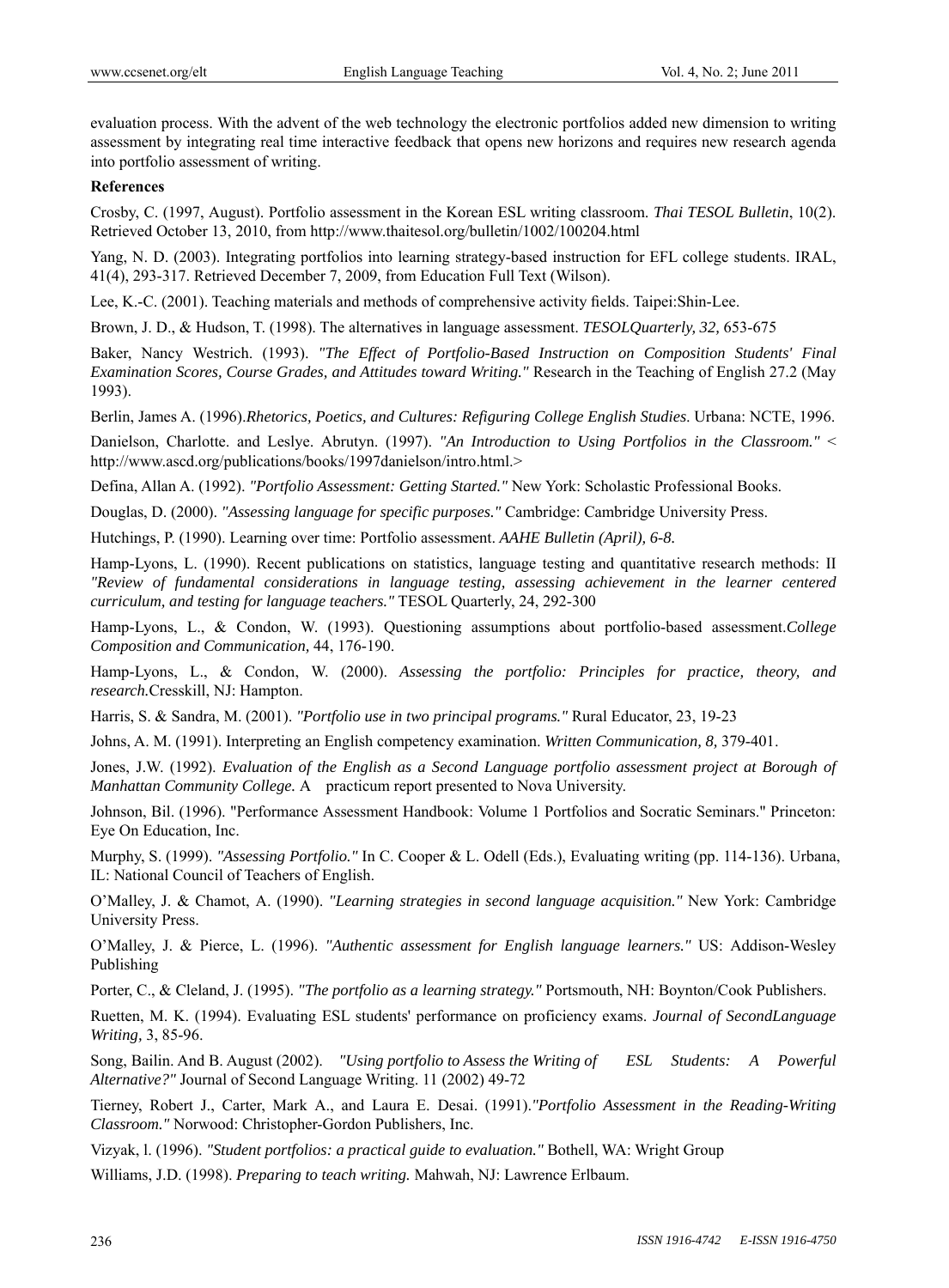evaluation process. With the advent of the web technology the electronic portfolios added new dimension to writing assessment by integrating real time interactive feedback that opens new horizons and requires new research agenda into portfolio assessment of writing.

**References**

Crosby, C. (1997, August). Portfolio assessment in the Korean ESL writing classroom. *Thai TESOL Bulletin*, 10(2). Retrieved October 13, 2010, from http://www.thaitesol.org/bulletin/1002/100204.html

Yang, N. D. (2003). Integrating portfolios into learning strategy-based instruction for EFL college students. IRAL, 41(4), 293-317. Retrieved December 7, 2009, from Education Full Text (Wilson).

Lee, K.-C. (2001). Teaching materials and methods of comprehensive activity fields. Taipei:Shin-Lee.

Brown, J. D., & Hudson, T. (1998). The alternatives in language assessment. *TESOLQuarterly, 32,* 653-675

Baker, Nancy Westrich. (1993). *"The Effect of Portfolio-Based Instruction on Composition Students' Final Examination Scores, Course Grades, and Attitudes toward Writing."* Research in the Teaching of English 27.2 (May 1993).

Berlin, James A. (1996).*Rhetorics, Poetics, and Cultures: Refiguring College English Studies*. Urbana: NCTE, 1996.

Danielson, Charlotte. and Leslye. Abrutyn. (1997). *"An Introduction to Using Portfolios in the Classroom."* < http://www.ascd.org/publications/books/1997danielson/intro.html.>

Defina, Allan A. (1992). *"Portfolio Assessment: Getting Started."* New York: Scholastic Professional Books.

Douglas, D. (2000). *"Assessing language for specific purposes."* Cambridge: Cambridge University Press.

Hutchings, P. (1990). Learning over time: Portfolio assessment. *AAHE Bulletin (April), 6-8.*

Hamp-Lyons, L. (1990). Recent publications on statistics, language testing and quantitative research methods: II *"Review of fundamental considerations in language testing, assessing achievement in the learner centered curriculum, and testing for language teachers."* TESOL Quarterly, 24, 292-300

Hamp-Lyons, L., & Condon, W. (1993). Questioning assumptions about portfolio-based assessment.*College Composition and Communication,* 44, 176-190.

Hamp-Lyons, L., & Condon, W. (2000). *Assessing the portfolio: Principles for practice, theory, and research.*Cresskill, NJ: Hampton.

Harris, S. & Sandra, M. (2001). *"Portfolio use in two principal programs."* Rural Educator, 23, 19-23

Johns, A. M. (1991). Interpreting an English competency examination. *Written Communication, 8,* 379-401.

Jones, J.W. (1992). *Evaluation of the English as a Second Language portfolio assessment project at Borough of Manhattan Community College.* A practicum report presented to Nova University.

Johnson, Bil. (1996). "Performance Assessment Handbook: Volume 1 Portfolios and Socratic Seminars." Princeton: Eye On Education, Inc.

Murphy, S. (1999). *"Assessing Portfolio."* In C. Cooper & L. Odell (Eds.), Evaluating writing (pp. 114-136). Urbana, IL: National Council of Teachers of English.

O'Malley, J. & Chamot, A. (1990). *"Learning strategies in second language acquisition."* New York: Cambridge University Press.

O'Malley, J. & Pierce, L. (1996). *"Authentic assessment for English language learners."* US: Addison-Wesley Publishing

Porter, C., & Cleland, J. (1995). *"The portfolio as a learning strategy."* Portsmouth, NH: Boynton/Cook Publishers.

Ruetten, M. K. (1994). Evaluating ESL students' performance on proficiency exams. *Journal of SecondLanguage Writing,* 3, 85-96.

Song, Bailin. And B. August (2002). *"Using portfolio to Assess the Writing of ESL Students: A Powerful Alternative?"* Journal of Second Language Writing. 11 (2002) 49-72

Tierney, Robert J., Carter, Mark A., and Laura E. Desai. (1991).*"Portfolio Assessment in the Reading-Writing Classroom."* Norwood: Christopher-Gordon Publishers, Inc.

Vizyak, l. (1996). *"Student portfolios: a practical guide to evaluation."* Bothell, WA: Wright Group

Williams, J.D. (1998). *Preparing to teach writing.* Mahwah, NJ: Lawrence Erlbaum.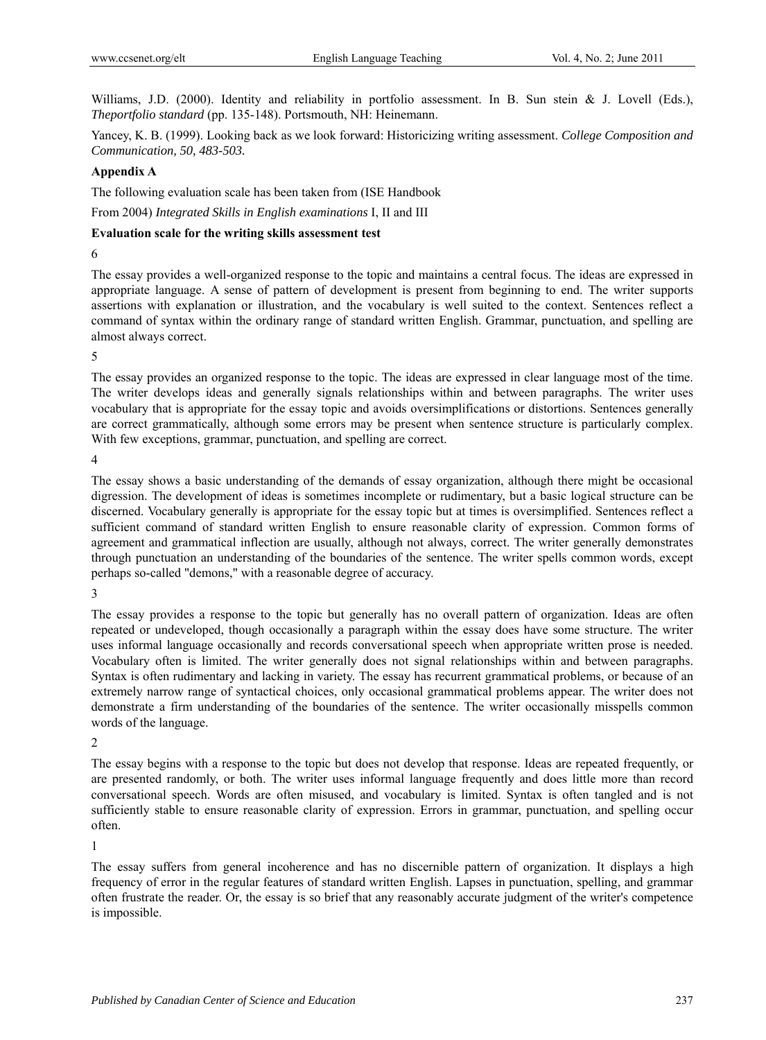Williams, J.D. (2000). Identity and reliability in portfolio assessment. In B. Sun stein & J. Lovell (Eds.), *Theportfolio standard* (pp. 135-148). Portsmouth, NH: Heinemann.

Yancey, K. B. (1999). Looking back as we look forward: Historicizing writing assessment. *College Composition and Communication, 50, 483-503.*

**Appendix A**

The following evaluation scale has been taken from (ISE Handbook

From 2004) *Integrated Skills in English examinations* I, II and III

**Evaluation scale for the writing skills assessment test**

6

The essay provides a well-organized response to the topic and maintains a central focus. The ideas are expressed in appropriate language. A sense of pattern of development is present from beginning to end. The writer supports assertions with explanation or illustration, and the vocabulary is well suited to the context. Sentences reflect a command of syntax within the ordinary range of standard written English. Grammar, punctuation, and spelling are almost always correct.

5

The essay provides an organized response to the topic. The ideas are expressed in clear language most of the time. The writer develops ideas and generally signals relationships within and between paragraphs. The writer uses vocabulary that is appropriate for the essay topic and avoids oversimplifications or distortions. Sentences generally are correct grammatically, although some errors may be present when sentence structure is particularly complex. With few exceptions, grammar, punctuation, and spelling are correct.

4

The essay shows a basic understanding of the demands of essay organization, although there might be occasional digression. The development of ideas is sometimes incomplete or rudimentary, but a basic logical structure can be discerned. Vocabulary generally is appropriate for the essay topic but at times is oversimplified. Sentences reflect a sufficient command of standard written English to ensure reasonable clarity of expression. Common forms of agreement and grammatical inflection are usually, although not always, correct. The writer generally demonstrates through punctuation an understanding of the boundaries of the sentence. The writer spells common words, except perhaps so-called "demons," with a reasonable degree of accuracy.

3

The essay provides a response to the topic but generally has no overall pattern of organization. Ideas are often repeated or undeveloped, though occasionally a paragraph within the essay does have some structure. The writer uses informal language occasionally and records conversational speech when appropriate written prose is needed. Vocabulary often is limited. The writer generally does not signal relationships within and between paragraphs. Syntax is often rudimentary and lacking in variety. The essay has recurrent grammatical problems, or because of an extremely narrow range of syntactical choices, only occasional grammatical problems appear. The writer does not demonstrate a firm understanding of the boundaries of the sentence. The writer occasionally misspells common words of the language.

2

The essay begins with a response to the topic but does not develop that response. Ideas are repeated frequently, or are presented randomly, or both. The writer uses informal language frequently and does little more than record conversational speech. Words are often misused, and vocabulary is limited. Syntax is often tangled and is not sufficiently stable to ensure reasonable clarity of expression. Errors in grammar, punctuation, and spelling occur often.

1

The essay suffers from general incoherence and has no discernible pattern of organization. It displays a high frequency of error in the regular features of standard written English. Lapses in punctuation, spelling, and grammar often frustrate the reader. Or, the essay is so brief that any reasonably accurate judgment of the writer's competence is impossible.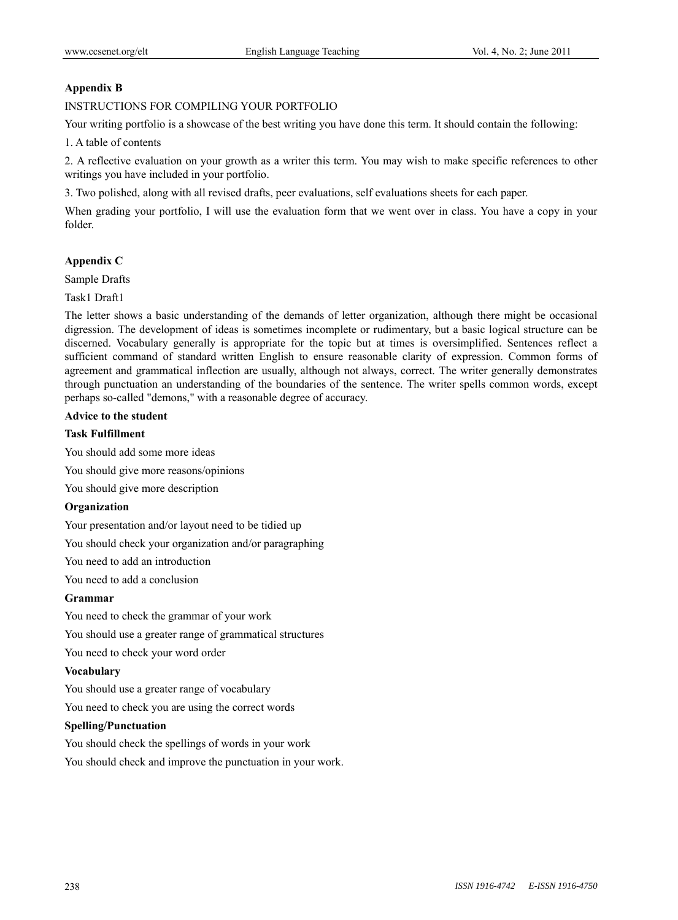## Appendix B

INSTRUCTIONS FOR COMPILING YOUR PORTFOLIO

Your writing portfolio is a showcase of the best writing you have done this term. It should contain the following:

1. A table of contents

2. A reflective evaluation on your growth as a writer this term. You may wish to make specific references to other writings you have included in your portfolio.

3. Two polished, along with all revised drafts, peer evaluations, self evaluations sheets for each paper.

When grading your portfolio, I will use the evaluation form that we went over in class. You have a copy in your folder.

## Appendix C

Sample Drafts

Task1 Draft1

The letter shows a basic understanding of the demands of letter organization, although there might be occasional digression. The development of ideas is sometimes incomplete or rudimentary, but a basic logical structure can be discerned. Vocabulary generally is appropriate for the topic but at times is oversimplified. Sentences reflect a sufficient command of standard written English to ensure reasonable clarity of expression. Common forms of agreement and grammatical inflection are usually, although not always, correct. The writer generally demonstrates through punctuation an understanding of the boundaries of the sentence. The writer spells common words, except perhaps so-called "demons," with a reasonable degree of accuracy.

**Advice to the student**

**Task Fulfillment**

You should add some more ideas

You should give more reasons/opinions

You should give more description

**Organization**

Your presentation and/or layout need to be tidied up

You should check your organization and/or paragraphing

You need to add an introduction

You need to add a conclusion

**Grammar**

You need to check the grammar of your work

You should use a greater range of grammatical structures

You need to check your word order

**Vocabulary**

You should use a greater range of vocabulary

You need to check you are using the correct words

**Spelling/Punctuation**

You should check the spellings of words in your work

You should check and improve the punctuation in your work.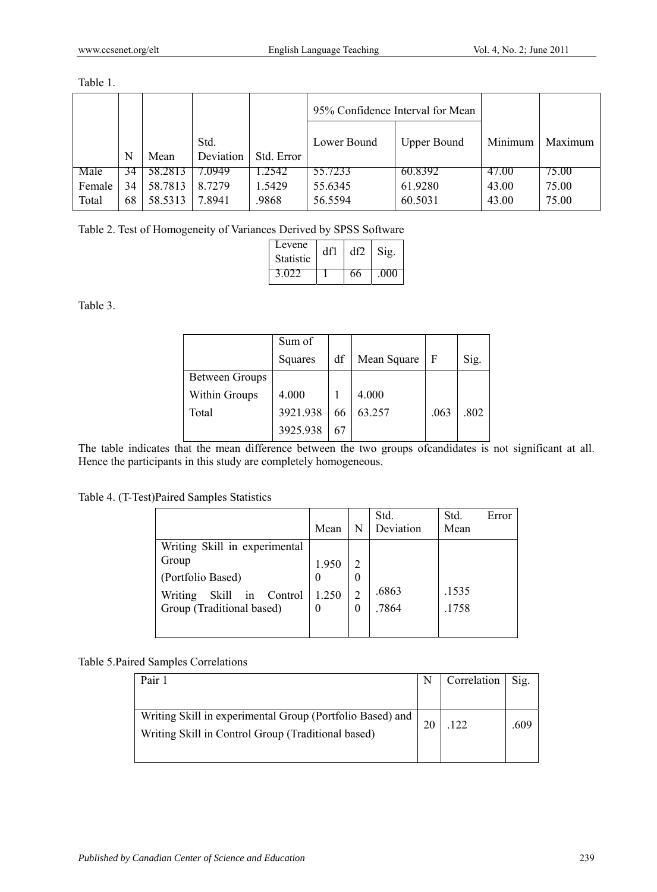Table 1.

| | N | Mean | Std. Deviation | Std. Error | 95% Confidence Interval for Mean | | Minimum | Maximum |
|---|---|---|---|---|---|---|---|---|
| | | | | | Lower Bound | Upper Bound | | |
| Male | 34 | 58.2813 | 7.0949 | 1.2542 | 55.7233 | 60.8392 | 47.00 | 75.00 |
| Female | 34 | 58.7813 | 8.7279 | 1.5429 | 55.6345 | 61.9280 | 43.00 | 75.00 |
| Total | 68 | 58.5313 | 7.8941 | .9868 | 56.5594 | 60.5031 | 43.00 | 75.00 |

Table 2. Test of Homogeneity of Variances Derived by SPSS Software

| Levene Statistic | df1 | df2 | Sig. |
|---|---|---|---|
| 3.022 | 1 | 66 | .000 |

Table 3.

| | Sum of Squares | df | Mean Square | F | Sig. |
|---|---|---|---|---|---|
| Between Groups | | | | | |
| Within Groups | 4.000 | 1 | 4.000 | | |
| Total | 3921.938 | 66 | 63.257 | .063 | .802 |
| | 3925.938 | 67 | | | |

The table indicates that the mean difference between the two groups ofcandidates is not significant at all. Hence the participants in this study are completely homogeneous.

Table 4. (T-Test)Paired Samples Statistics

| | Mean | N | Std. Deviation | Std. Error Mean |
|---|---|---|---|---|
| Writing Skill in experimental Group (Portfolio Based) | 1.9500 | 20 | .6863 | .1535 |
| Writing Skill in Control Group (Traditional based) | 1.2500 | 20 | .7864 | .1758 |

Table 5.Paired Samples Correlations

| Pair 1 | N | Correlation | Sig. |
|---|---|---|---|
| Writing Skill in experimental Group (Portfolio Based) and Writing Skill in Control Group (Traditional based) | 20 | .122 | .609 |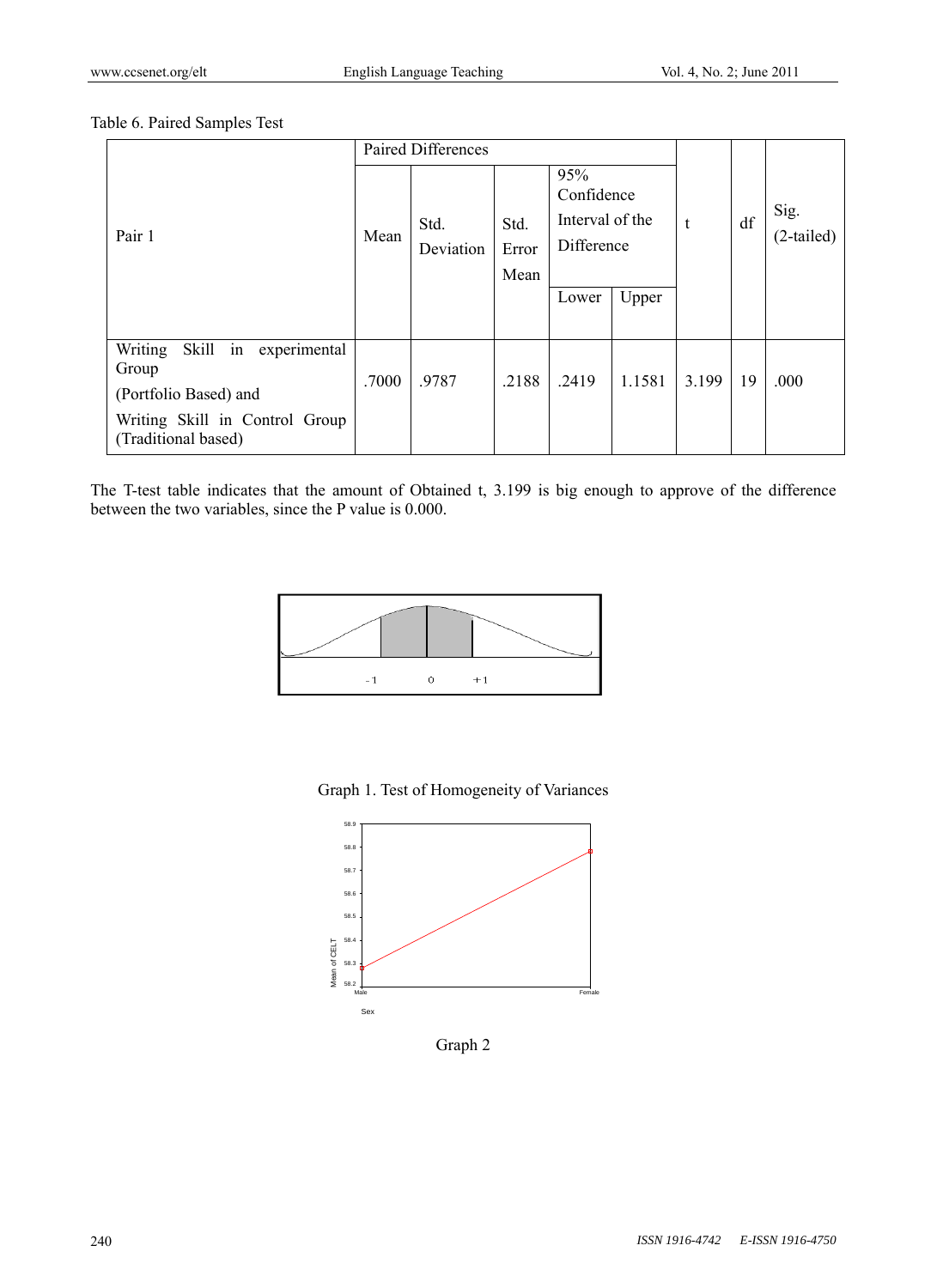Table 6. Paired Samples Test

| Pair 1 | Paired Differences | | | | | t | df | Sig. (2-tailed) |
|---|---|---|---|---|---|---|---|---|
| | Mean | Std. Deviation | Std. Error Mean | 95% Confidence Interval of the Difference | | | | |
| | | | | Lower | Upper | | | |
| Writing Skill in experimental Group (Portfolio Based) and Writing Skill in Control Group (Traditional based) | .7000 | .9787 | .2188 | .2419 | 1.1581 | 3.199 | 19 | .000 |

The T-test table indicates that the amount of Obtained t, 3.199 is big enough to approve of the difference between the two variables, since the P value is 0.000.

Graph 1. Test of Homogeneity of Variances

Graph 2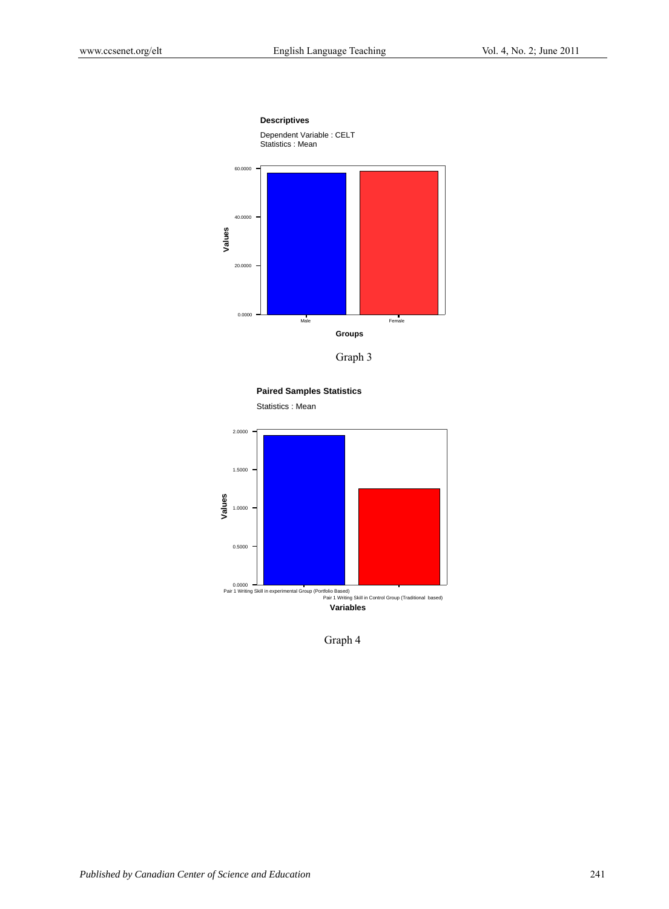**Descriptives**

Dependent Variable : CELT
Statistics : Mean

60.0000
40.0000
20.0000
0.0000

Values

Male
Female

Groups

Graph 3

**Paired Samples Statistics**

Statistics : Mean

2.0000
1.5000
1.0000
0.5000
0.0000

Values

Pair 1 Writing Skill in experimental Group (Portfolio Based)
Pair 1 Writing Skill in Control Group (Traditional based)

Variables

Graph 4